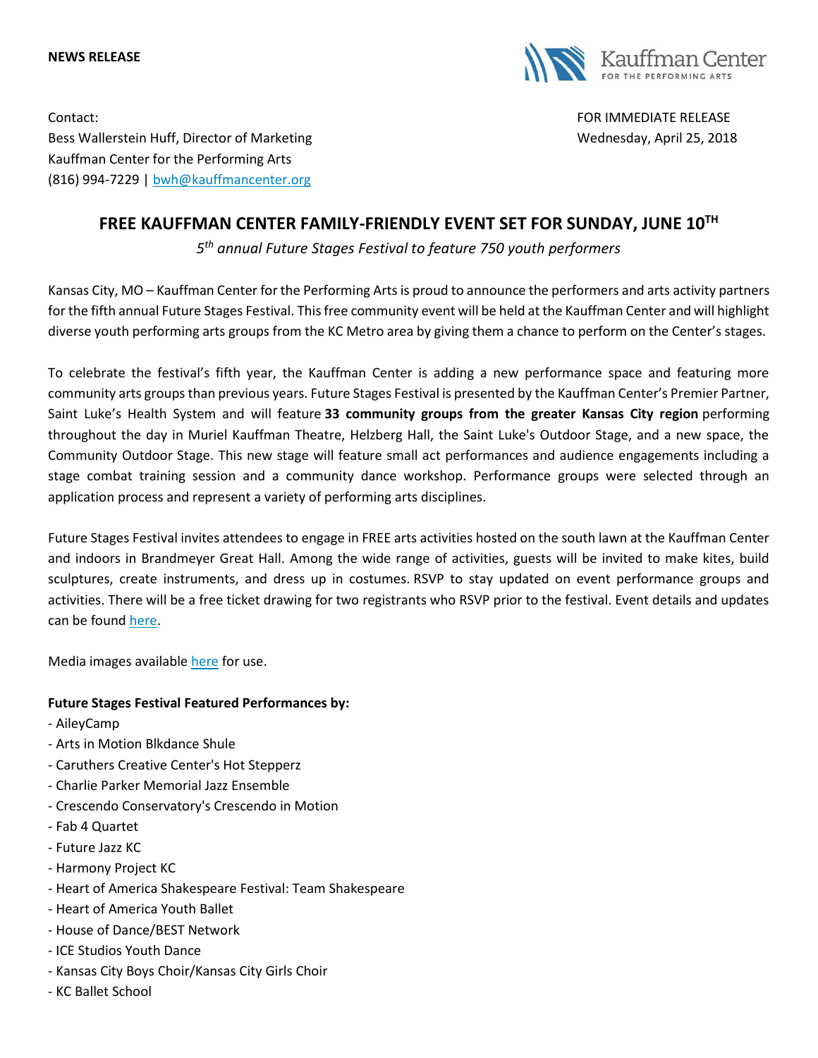**NEWS RELEASE**

Kauffman Center FOR THE PERFORMING ARTS

Contact:
Bess Wallerstein Huff, Director of Marketing
Kauffman Center for the Performing Arts
(816) 994-7229 | bwh@kauffmancenter.org

FOR IMMEDIATE RELEASE
Wednesday, April 25, 2018

# FREE KAUFFMAN CENTER FAMILY-FRIENDLY EVENT SET FOR SUNDAY, JUNE 10TH

*5th annual Future Stages Festival to feature 750 youth performers*

Kansas City, MO – Kauffman Center for the Performing Arts is proud to announce the performers and arts activity partners for the fifth annual Future Stages Festival. This free community event will be held at the Kauffman Center and will highlight diverse youth performing arts groups from the KC Metro area by giving them a chance to perform on the Center's stages.

To celebrate the festival's fifth year, the Kauffman Center is adding a new performance space and featuring more community arts groups than previous years. Future Stages Festival is presented by the Kauffman Center's Premier Partner, Saint Luke's Health System and will feature **33 community groups from the greater Kansas City region** performing throughout the day in Muriel Kauffman Theatre, Helzberg Hall, the Saint Luke's Outdoor Stage, and a new space, the Community Outdoor Stage. This new stage will feature small act performances and audience engagements including a stage combat training session and a community dance workshop. Performance groups were selected through an application process and represent a variety of performing arts disciplines.

Future Stages Festival invites attendees to engage in FREE arts activities hosted on the south lawn at the Kauffman Center and indoors in Brandmeyer Great Hall. Among the wide range of activities, guests will be invited to make kites, build sculptures, create instruments, and dress up in costumes. RSVP to stay updated on event performance groups and activities. There will be a free ticket drawing for two registrants who RSVP prior to the festival. Event details and updates can be found here.

Media images available here for use.

**Future Stages Festival Featured Performances by:**

- AileyCamp
- Arts in Motion Blkdance Shule
- Caruthers Creative Center's Hot Stepperz
- Charlie Parker Memorial Jazz Ensemble
- Crescendo Conservatory's Crescendo in Motion
- Fab 4 Quartet
- Future Jazz KC
- Harmony Project KC
- Heart of America Shakespeare Festival: Team Shakespeare
- Heart of America Youth Ballet
- House of Dance/BEST Network
- ICE Studios Youth Dance
- Kansas City Boys Choir/Kansas City Girls Choir
- KC Ballet School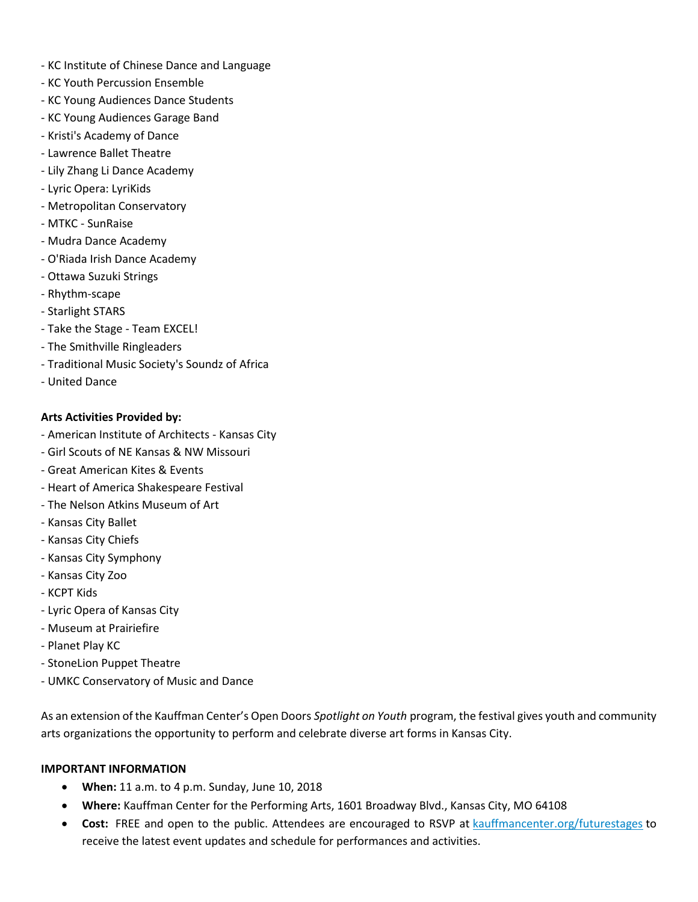- KC Institute of Chinese Dance and Language
- KC Youth Percussion Ensemble
- KC Young Audiences Dance Students
- KC Young Audiences Garage Band
- Kristi's Academy of Dance
- Lawrence Ballet Theatre
- Lily Zhang Li Dance Academy
- Lyric Opera: LyriKids
- Metropolitan Conservatory
- MTKC - SunRaise
- Mudra Dance Academy
- O'Riada Irish Dance Academy
- Ottawa Suzuki Strings
- Rhythm-scape
- Starlight STARS
- Take the Stage - Team EXCEL!
- The Smithville Ringleaders
- Traditional Music Society's Soundz of Africa
- United Dance

**Arts Activities Provided by:**

- American Institute of Architects - Kansas City
- Girl Scouts of NE Kansas & NW Missouri
- Great American Kites & Events
- Heart of America Shakespeare Festival
- The Nelson Atkins Museum of Art
- Kansas City Ballet
- Kansas City Chiefs
- Kansas City Symphony
- Kansas City Zoo
- KCPT Kids
- Lyric Opera of Kansas City
- Museum at Prairiefire
- Planet Play KC
- StoneLion Puppet Theatre
- UMKC Conservatory of Music and Dance

As an extension of the Kauffman Center's Open Doors *Spotlight on Youth* program, the festival gives youth and community arts organizations the opportunity to perform and celebrate diverse art forms in Kansas City.

**IMPORTANT INFORMATION**

- **When:** 11 a.m. to 4 p.m. Sunday, June 10, 2018
- **Where:** Kauffman Center for the Performing Arts, 1601 Broadway Blvd., Kansas City, MO 64108
- **Cost:** FREE and open to the public. Attendees are encouraged to RSVP at [kauffmancenter.org/futurestages](kauffmancenter.org/futurestages) to receive the latest event updates and schedule for performances and activities.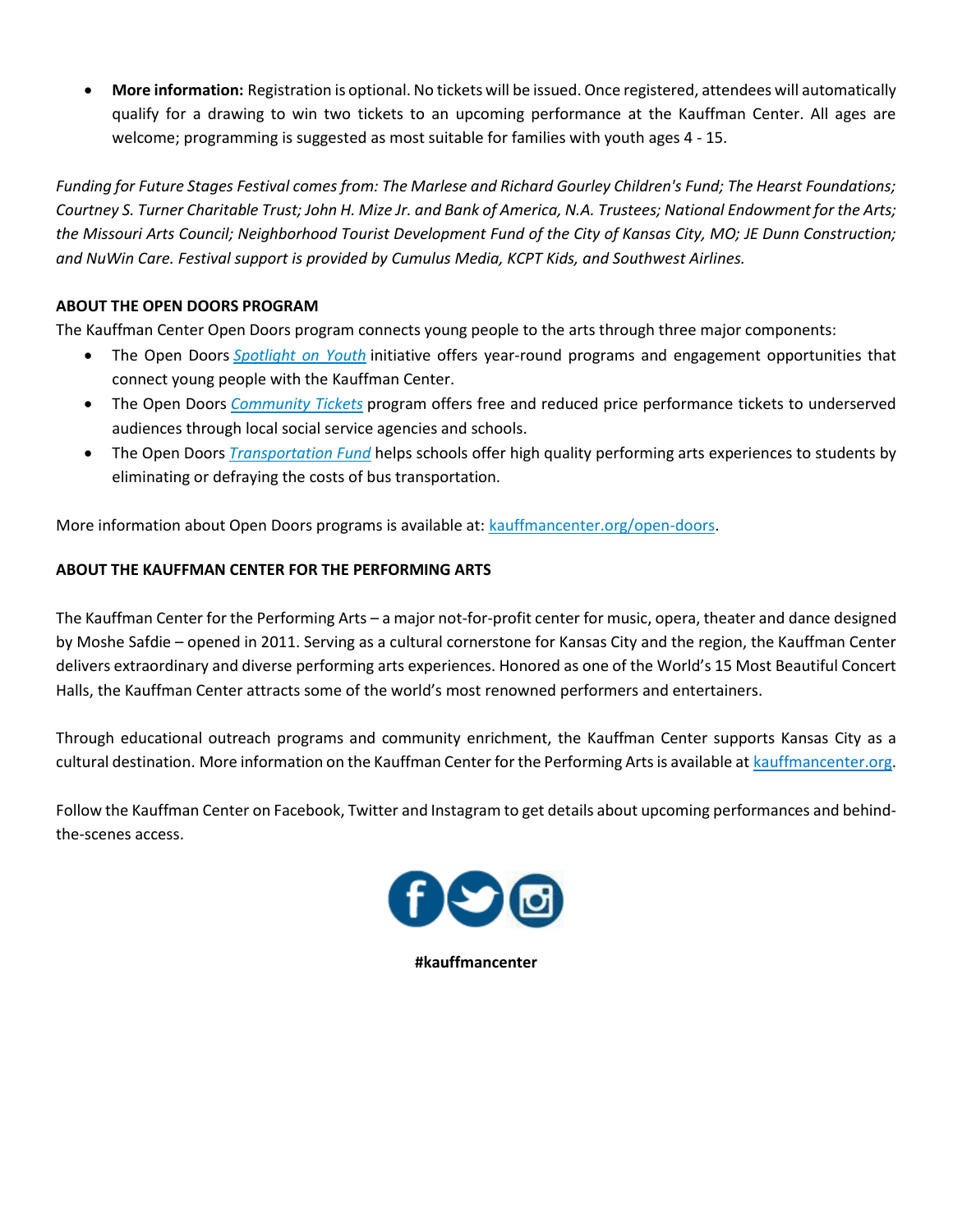- **More information:** Registration is optional. No tickets will be issued. Once registered, attendees will automatically qualify for a drawing to win two tickets to an upcoming performance at the Kauffman Center. All ages are welcome; programming is suggested as most suitable for families with youth ages 4 - 15.

*Funding for Future Stages Festival comes from: The Marlese and Richard Gourley Children's Fund; The Hearst Foundations; Courtney S. Turner Charitable Trust; John H. Mize Jr. and Bank of America, N.A. Trustees; National Endowment for the Arts; the Missouri Arts Council; Neighborhood Tourist Development Fund of the City of Kansas City, MO; JE Dunn Construction; and NuWin Care. Festival support is provided by Cumulus Media, KCPT Kids, and Southwest Airlines.*

**ABOUT THE OPEN DOORS PROGRAM**

The Kauffman Center Open Doors program connects young people to the arts through three major components:

- The Open Doors *Spotlight on Youth* initiative offers year-round programs and engagement opportunities that connect young people with the Kauffman Center.
- The Open Doors *Community Tickets* program offers free and reduced price performance tickets to underserved audiences through local social service agencies and schools.
- The Open Doors *Transportation Fund* helps schools offer high quality performing arts experiences to students by eliminating or defraying the costs of bus transportation.

More information about Open Doors programs is available at: kauffmancenter.org/open-doors.

**ABOUT THE KAUFFMAN CENTER FOR THE PERFORMING ARTS**

The Kauffman Center for the Performing Arts – a major not-for-profit center for music, opera, theater and dance designed by Moshe Safdie – opened in 2011. Serving as a cultural cornerstone for Kansas City and the region, the Kauffman Center delivers extraordinary and diverse performing arts experiences. Honored as one of the World's 15 Most Beautiful Concert Halls, the Kauffman Center attracts some of the world's most renowned performers and entertainers.

Through educational outreach programs and community enrichment, the Kauffman Center supports Kansas City as a cultural destination. More information on the Kauffman Center for the Performing Arts is available at kauffmancenter.org.

Follow the Kauffman Center on Facebook, Twitter and Instagram to get details about upcoming performances and behind-the-scenes access.

**#kauffmancenter**